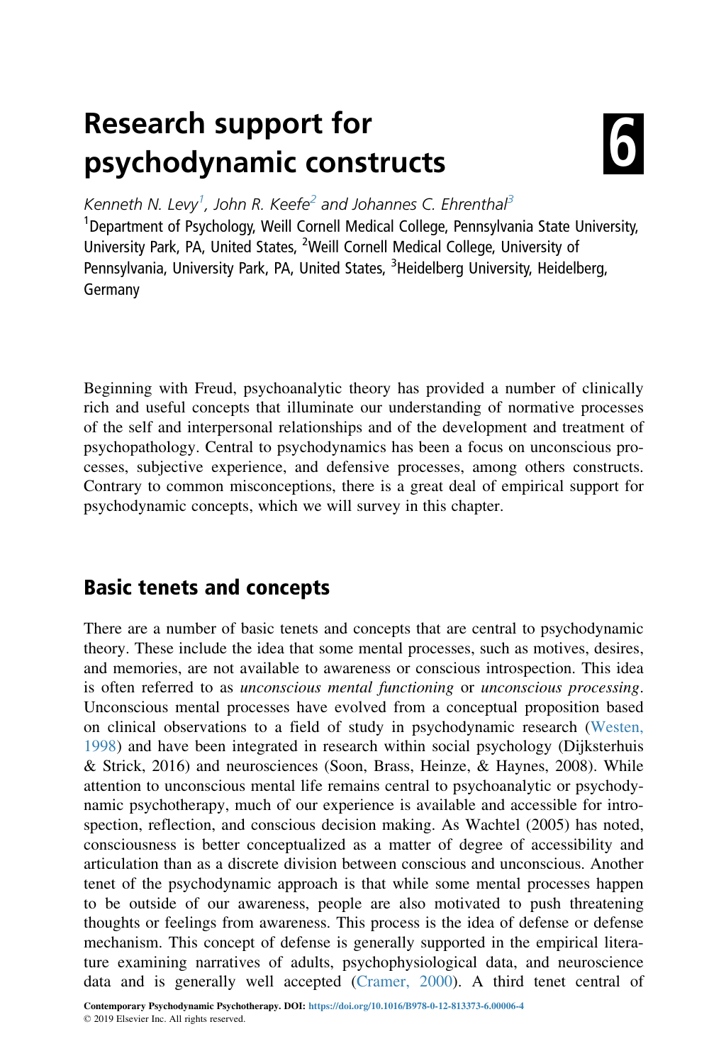# Research support for psychodynamic constructs

6

*Kenneth N. Levy*[1], *John R. Keefe*[2] *and Johannes C. Ehrenthal*[3]

[1]Department of Psychology, Weill Cornell Medical College, Pennsylvania State University, University Park, PA, United States, [2]Weill Cornell Medical College, University of Pennsylvania, University Park, PA, United States, [3]Heidelberg University, Heidelberg, Germany

Beginning with Freud, psychoanalytic theory has provided a number of clinically rich and useful concepts that illuminate our understanding of normative processes of the self and interpersonal relationships and of the development and treatment of psychopathology. Central to psychodynamics has been a focus on unconscious processes, subjective experience, and defensive processes, among others constructs. Contrary to common misconceptions, there is a great deal of empirical support for psychodynamic concepts, which we will survey in this chapter.

## Basic tenets and concepts

There are a number of basic tenets and concepts that are central to psychodynamic theory. These include the idea that some mental processes, such as motives, desires, and memories, are not available to awareness or conscious introspection. This idea is often referred to as *unconscious mental functioning* or *unconscious processing*. Unconscious mental processes have evolved from a conceptual proposition based on clinical observations to a field of study in psychodynamic research (Westen, 1998) and have been integrated in research within social psychology (Dijksterhuis & Strick, 2016) and neurosciences (Soon, Brass, Heinze, & Haynes, 2008). While attention to unconscious mental life remains central to psychoanalytic or psychodynamic psychotherapy, much of our experience is available and accessible for introspection, reflection, and conscious decision making. As Wachtel (2005) has noted, consciousness is better conceptualized as a matter of degree of accessibility and articulation than as a discrete division between conscious and unconscious. Another tenet of the psychodynamic approach is that while some mental processes happen to be outside of our awareness, people are also motivated to push threatening thoughts or feelings from awareness. This process is the idea of defense or defense mechanism. This concept of defense is generally supported in the empirical literature examining narratives of adults, psychophysiological data, and neuroscience data and is generally well accepted (Cramer, 2000). A third tenet central of

Contemporary Psychodynamic Psychotherapy. DOI: https://doi.org/10.1016/B978-0-12-813373-6.00006-4
© 2019 Elsevier Inc. All rights reserved.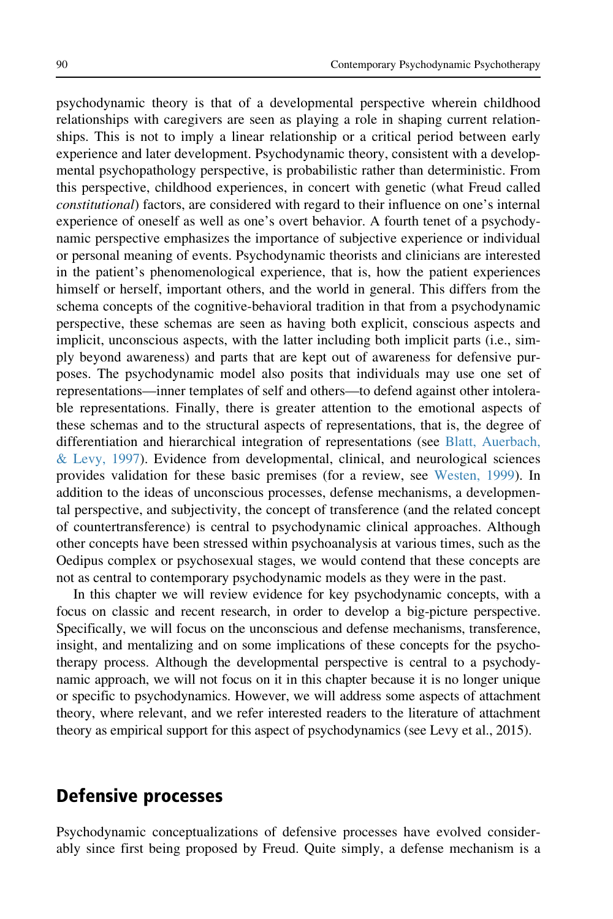psychodynamic theory is that of a developmental perspective wherein childhood relationships with caregivers are seen as playing a role in shaping current relationships. This is not to imply a linear relationship or a critical period between early experience and later development. Psychodynamic theory, consistent with a developmental psychopathology perspective, is probabilistic rather than deterministic. From this perspective, childhood experiences, in concert with genetic (what Freud called *constitutional*) factors, are considered with regard to their influence on one's internal experience of oneself as well as one's overt behavior. A fourth tenet of a psychodynamic perspective emphasizes the importance of subjective experience or individual or personal meaning of events. Psychodynamic theorists and clinicians are interested in the patient's phenomenological experience, that is, how the patient experiences himself or herself, important others, and the world in general. This differs from the schema concepts of the cognitive-behavioral tradition in that from a psychodynamic perspective, these schemas are seen as having both explicit, conscious aspects and implicit, unconscious aspects, with the latter including both implicit parts (i.e., simply beyond awareness) and parts that are kept out of awareness for defensive purposes. The psychodynamic model also posits that individuals may use one set of representations—inner templates of self and others—to defend against other intolerable representations. Finally, there is greater attention to the emotional aspects of these schemas and to the structural aspects of representations, that is, the degree of differentiation and hierarchical integration of representations (see Blatt, Auerbach, & Levy, 1997). Evidence from developmental, clinical, and neurological sciences provides validation for these basic premises (for a review, see Westen, 1999). In addition to the ideas of unconscious processes, defense mechanisms, a developmental perspective, and subjectivity, the concept of transference (and the related concept of countertransference) is central to psychodynamic clinical approaches. Although other concepts have been stressed within psychoanalysis at various times, such as the Oedipus complex or psychosexual stages, we would contend that these concepts are not as central to contemporary psychodynamic models as they were in the past.

In this chapter we will review evidence for key psychodynamic concepts, with a focus on classic and recent research, in order to develop a big-picture perspective. Specifically, we will focus on the unconscious and defense mechanisms, transference, insight, and mentalizing and on some implications of these concepts for the psychotherapy process. Although the developmental perspective is central to a psychodynamic approach, we will not focus on it in this chapter because it is no longer unique or specific to psychodynamics. However, we will address some aspects of attachment theory, where relevant, and we refer interested readers to the literature of attachment theory as empirical support for this aspect of psychodynamics (see Levy et al., 2015).

## Defensive processes

Psychodynamic conceptualizations of defensive processes have evolved considerably since first being proposed by Freud. Quite simply, a defense mechanism is a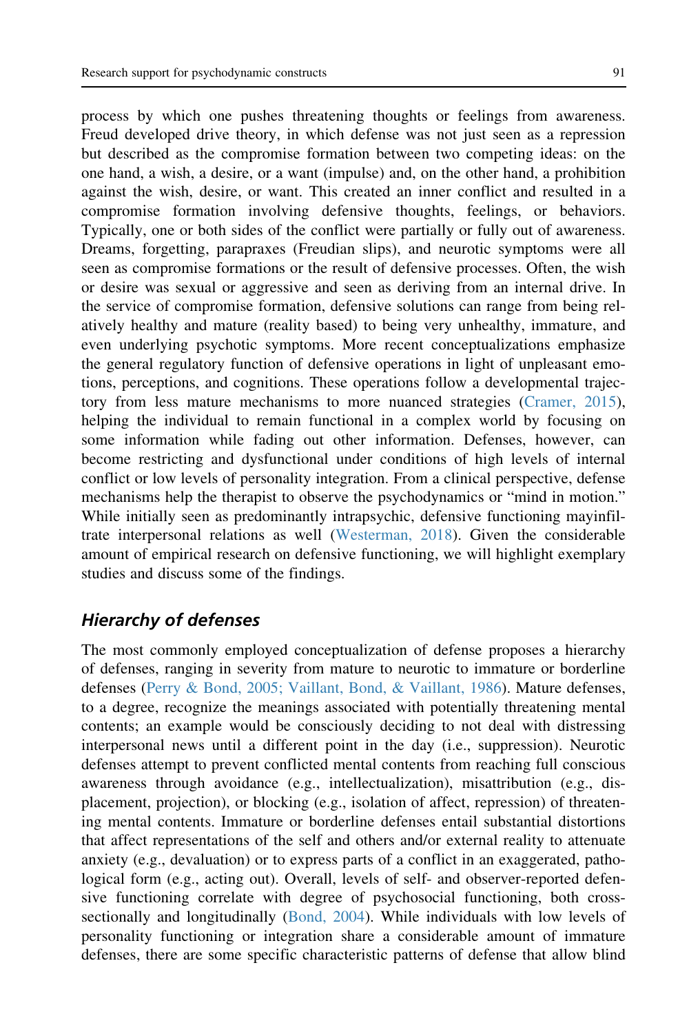process by which one pushes threatening thoughts or feelings from awareness. Freud developed drive theory, in which defense was not just seen as a repression but described as the compromise formation between two competing ideas: on the one hand, a wish, a desire, or a want (impulse) and, on the other hand, a prohibition against the wish, desire, or want. This created an inner conflict and resulted in a compromise formation involving defensive thoughts, feelings, or behaviors. Typically, one or both sides of the conflict were partially or fully out of awareness. Dreams, forgetting, parapraxes (Freudian slips), and neurotic symptoms were all seen as compromise formations or the result of defensive processes. Often, the wish or desire was sexual or aggressive and seen as deriving from an internal drive. In the service of compromise formation, defensive solutions can range from being relatively healthy and mature (reality based) to being very unhealthy, immature, and even underlying psychotic symptoms. More recent conceptualizations emphasize the general regulatory function of defensive operations in light of unpleasant emotions, perceptions, and cognitions. These operations follow a developmental trajectory from less mature mechanisms to more nuanced strategies (Cramer, 2015), helping the individual to remain functional in a complex world by focusing on some information while fading out other information. Defenses, however, can become restricting and dysfunctional under conditions of high levels of internal conflict or low levels of personality integration. From a clinical perspective, defense mechanisms help the therapist to observe the psychodynamics or "mind in motion." While initially seen as predominantly intrapsychic, defensive functioning mayinfiltrate interpersonal relations as well (Westerman, 2018). Given the considerable amount of empirical research on defensive functioning, we will highlight exemplary studies and discuss some of the findings.

## *Hierarchy of defenses*

The most commonly employed conceptualization of defense proposes a hierarchy of defenses, ranging in severity from mature to neurotic to immature or borderline defenses (Perry & Bond, 2005; Vaillant, Bond, & Vaillant, 1986). Mature defenses, to a degree, recognize the meanings associated with potentially threatening mental contents; an example would be consciously deciding to not deal with distressing interpersonal news until a different point in the day (i.e., suppression). Neurotic defenses attempt to prevent conflicted mental contents from reaching full conscious awareness through avoidance (e.g., intellectualization), misattribution (e.g., displacement, projection), or blocking (e.g., isolation of affect, repression) of threatening mental contents. Immature or borderline defenses entail substantial distortions that affect representations of the self and others and/or external reality to attenuate anxiety (e.g., devaluation) or to express parts of a conflict in an exaggerated, pathological form (e.g., acting out). Overall, levels of self- and observer-reported defensive functioning correlate with degree of psychosocial functioning, both cross-sectionally and longitudinally (Bond, 2004). While individuals with low levels of personality functioning or integration share a considerable amount of immature defenses, there are some specific characteristic patterns of defense that allow blind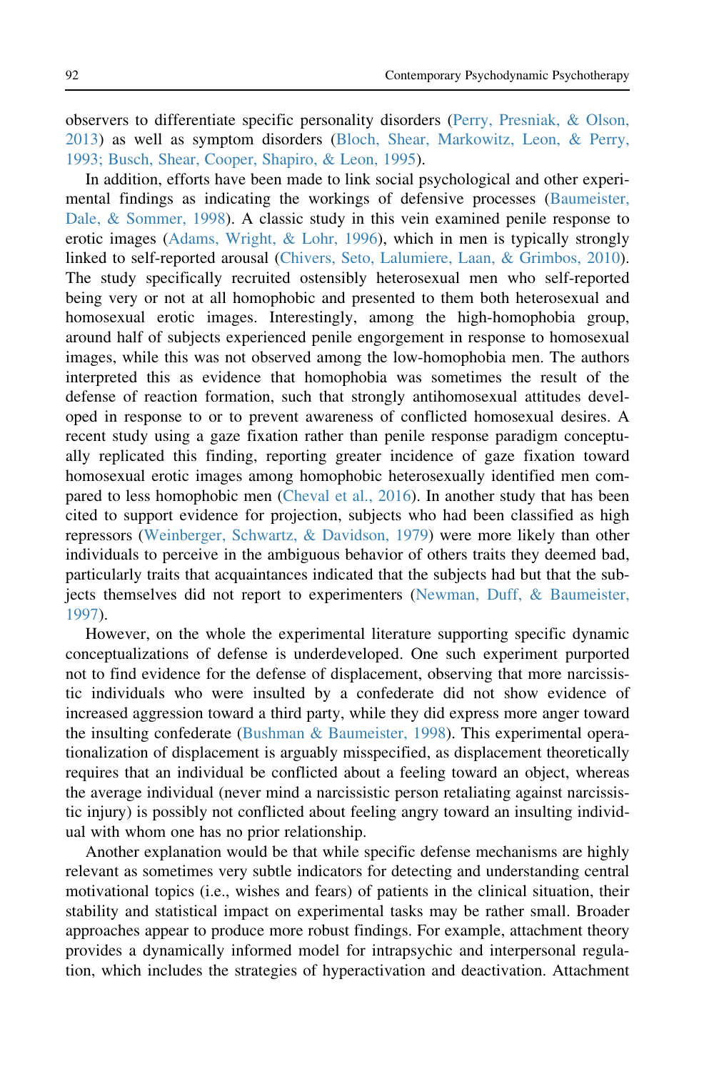observers to differentiate specific personality disorders (Perry, Presniak, & Olson, 2013) as well as symptom disorders (Bloch, Shear, Markowitz, Leon, & Perry, 1993; Busch, Shear, Cooper, Shapiro, & Leon, 1995).

In addition, efforts have been made to link social psychological and other experimental findings as indicating the workings of defensive processes (Baumeister, Dale, & Sommer, 1998). A classic study in this vein examined penile response to erotic images (Adams, Wright, & Lohr, 1996), which in men is typically strongly linked to self-reported arousal (Chivers, Seto, Lalumiere, Laan, & Grimbos, 2010). The study specifically recruited ostensibly heterosexual men who self-reported being very or not at all homophobic and presented to them both heterosexual and homosexual erotic images. Interestingly, among the high-homophobia group, around half of subjects experienced penile engorgement in response to homosexual images, while this was not observed among the low-homophobia men. The authors interpreted this as evidence that homophobia was sometimes the result of the defense of reaction formation, such that strongly antihomosexual attitudes developed in response to or to prevent awareness of conflicted homosexual desires. A recent study using a gaze fixation rather than penile response paradigm conceptually replicated this finding, reporting greater incidence of gaze fixation toward homosexual erotic images among homophobic heterosexually identified men compared to less homophobic men (Cheval et al., 2016). In another study that has been cited to support evidence for projection, subjects who had been classified as high repressors (Weinberger, Schwartz, & Davidson, 1979) were more likely than other individuals to perceive in the ambiguous behavior of others traits they deemed bad, particularly traits that acquaintances indicated that the subjects had but that the subjects themselves did not report to experimenters (Newman, Duff, & Baumeister, 1997).

However, on the whole the experimental literature supporting specific dynamic conceptualizations of defense is underdeveloped. One such experiment purported not to find evidence for the defense of displacement, observing that more narcissistic individuals who were insulted by a confederate did not show evidence of increased aggression toward a third party, while they did express more anger toward the insulting confederate (Bushman & Baumeister, 1998). This experimental operationalization of displacement is arguably misspecified, as displacement theoretically requires that an individual be conflicted about a feeling toward an object, whereas the average individual (never mind a narcissistic person retaliating against narcissistic injury) is possibly not conflicted about feeling angry toward an insulting individual with whom one has no prior relationship.

Another explanation would be that while specific defense mechanisms are highly relevant as sometimes very subtle indicators for detecting and understanding central motivational topics (i.e., wishes and fears) of patients in the clinical situation, their stability and statistical impact on experimental tasks may be rather small. Broader approaches appear to produce more robust findings. For example, attachment theory provides a dynamically informed model for intrapsychic and interpersonal regulation, which includes the strategies of hyperactivation and deactivation. Attachment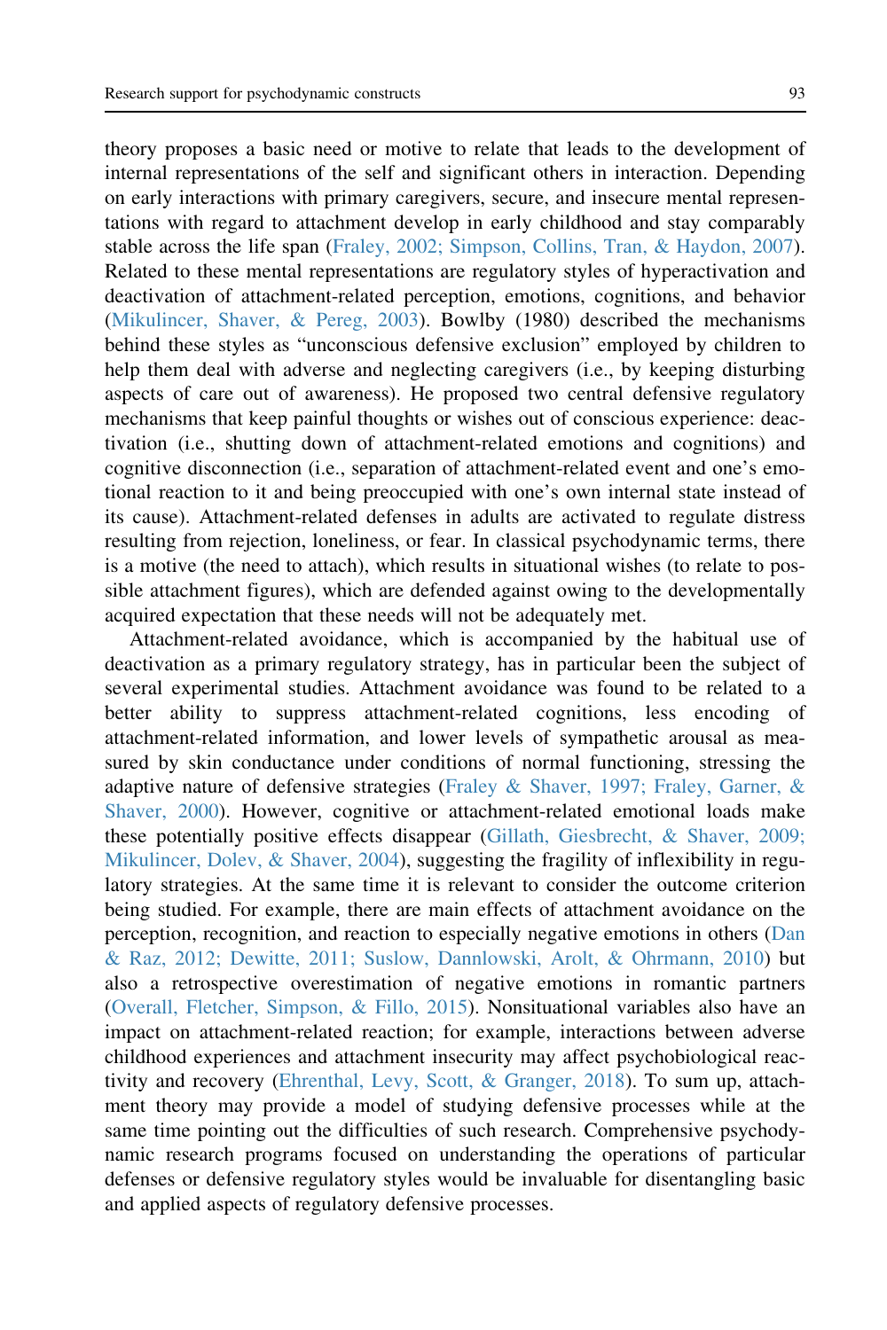theory proposes a basic need or motive to relate that leads to the development of internal representations of the self and significant others in interaction. Depending on early interactions with primary caregivers, secure, and insecure mental representations with regard to attachment develop in early childhood and stay comparably stable across the life span (Fraley, 2002; Simpson, Collins, Tran, & Haydon, 2007). Related to these mental representations are regulatory styles of hyperactivation and deactivation of attachment-related perception, emotions, cognitions, and behavior (Mikulincer, Shaver, & Pereg, 2003). Bowlby (1980) described the mechanisms behind these styles as "unconscious defensive exclusion" employed by children to help them deal with adverse and neglecting caregivers (i.e., by keeping disturbing aspects of care out of awareness). He proposed two central defensive regulatory mechanisms that keep painful thoughts or wishes out of conscious experience: deactivation (i.e., shutting down of attachment-related emotions and cognitions) and cognitive disconnection (i.e., separation of attachment-related event and one's emotional reaction to it and being preoccupied with one's own internal state instead of its cause). Attachment-related defenses in adults are activated to regulate distress resulting from rejection, loneliness, or fear. In classical psychodynamic terms, there is a motive (the need to attach), which results in situational wishes (to relate to possible attachment figures), which are defended against owing to the developmentally acquired expectation that these needs will not be adequately met.

Attachment-related avoidance, which is accompanied by the habitual use of deactivation as a primary regulatory strategy, has in particular been the subject of several experimental studies. Attachment avoidance was found to be related to a better ability to suppress attachment-related cognitions, less encoding of attachment-related information, and lower levels of sympathetic arousal as measured by skin conductance under conditions of normal functioning, stressing the adaptive nature of defensive strategies (Fraley & Shaver, 1997; Fraley, Garner, & Shaver, 2000). However, cognitive or attachment-related emotional loads make these potentially positive effects disappear (Gillath, Giesbrecht, & Shaver, 2009; Mikulincer, Dolev, & Shaver, 2004), suggesting the fragility of inflexibility in regulatory strategies. At the same time it is relevant to consider the outcome criterion being studied. For example, there are main effects of attachment avoidance on the perception, recognition, and reaction to especially negative emotions in others (Dan & Raz, 2012; Dewitte, 2011; Suslow, Dannlowski, Arolt, & Ohrmann, 2010) but also a retrospective overestimation of negative emotions in romantic partners (Overall, Fletcher, Simpson, & Fillo, 2015). Nonsituational variables also have an impact on attachment-related reaction; for example, interactions between adverse childhood experiences and attachment insecurity may affect psychobiological reactivity and recovery (Ehrenthal, Levy, Scott, & Granger, 2018). To sum up, attachment theory may provide a model of studying defensive processes while at the same time pointing out the difficulties of such research. Comprehensive psychodynamic research programs focused on understanding the operations of particular defenses or defensive regulatory styles would be invaluable for disentangling basic and applied aspects of regulatory defensive processes.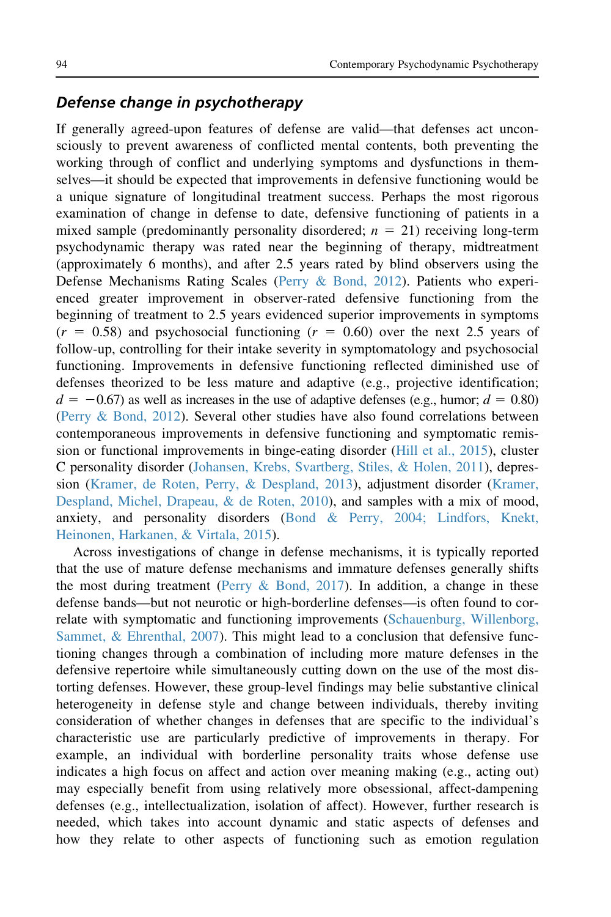### *Defense change in psychotherapy*

If generally agreed-upon features of defense are valid—that defenses act unconsciously to prevent awareness of conflicted mental contents, both preventing the working through of conflict and underlying symptoms and dysfunctions in themselves—it should be expected that improvements in defensive functioning would be a unique signature of longitudinal treatment success. Perhaps the most rigorous examination of change in defense to date, defensive functioning of patients in a mixed sample (predominantly personality disordered; $n = 21$) receiving long-term psychodynamic therapy was rated near the beginning of therapy, midtreatment (approximately 6 months), and after 2.5 years rated by blind observers using the Defense Mechanisms Rating Scales (Perry & Bond, 2012). Patients who experienced greater improvement in observer-rated defensive functioning from the beginning of treatment to 2.5 years evidenced superior improvements in symptoms ($r = 0.58$) and psychosocial functioning ($r = 0.60$) over the next 2.5 years of follow-up, controlling for their intake severity in symptomatology and psychosocial functioning. Improvements in defensive functioning reflected diminished use of defenses theorized to be less mature and adaptive (e.g., projective identification; $d = -0.67$) as well as increases in the use of adaptive defenses (e.g., humor; $d = 0.80$) (Perry & Bond, 2012). Several other studies have also found correlations between contemporaneous improvements in defensive functioning and symptomatic remission or functional improvements in binge-eating disorder (Hill et al., 2015), cluster C personality disorder (Johansen, Krebs, Svartberg, Stiles, & Holen, 2011), depression (Kramer, de Roten, Perry, & Despland, 2013), adjustment disorder (Kramer, Despland, Michel, Drapeau, & de Roten, 2010), and samples with a mix of mood, anxiety, and personality disorders (Bond & Perry, 2004; Lindfors, Knekt, Heinonen, Harkanen, & Virtala, 2015).

Across investigations of change in defense mechanisms, it is typically reported that the use of mature defense mechanisms and immature defenses generally shifts the most during treatment (Perry & Bond, 2017). In addition, a change in these defense bands—but not neurotic or high-borderline defenses—is often found to correlate with symptomatic and functioning improvements (Schauenburg, Willenborg, Sammet, & Ehrenthal, 2007). This might lead to a conclusion that defensive functioning changes through a combination of including more mature defenses in the defensive repertoire while simultaneously cutting down on the use of the most distorting defenses. However, these group-level findings may belie substantive clinical heterogeneity in defense style and change between individuals, thereby inviting consideration of whether changes in defenses that are specific to the individual's characteristic use are particularly predictive of improvements in therapy. For example, an individual with borderline personality traits whose defense use indicates a high focus on affect and action over meaning making (e.g., acting out) may especially benefit from using relatively more obsessional, affect-dampening defenses (e.g., intellectualization, isolation of affect). However, further research is needed, which takes into account dynamic and static aspects of defenses and how they relate to other aspects of functioning such as emotion regulation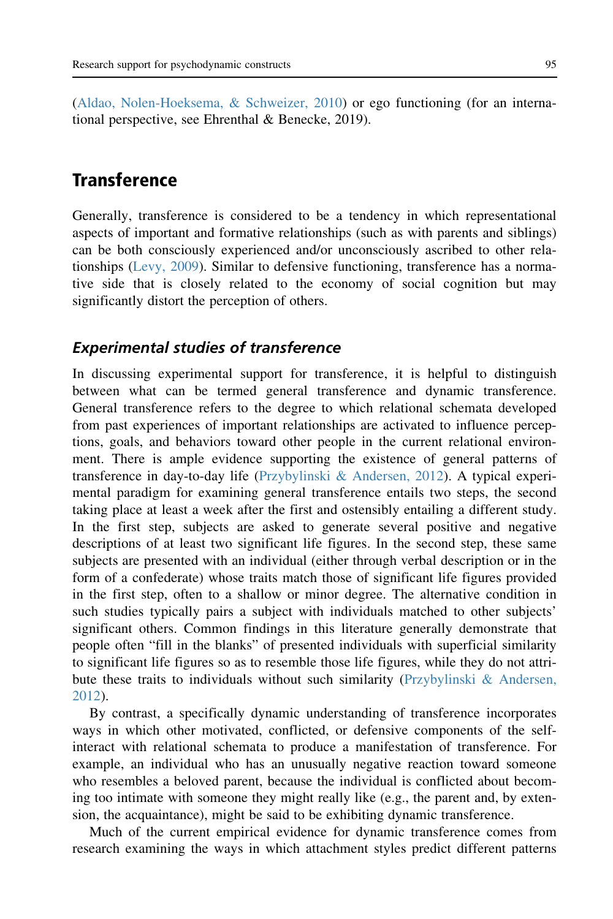(Aldao, Nolen-Hoeksema, & Schweizer, 2010) or ego functioning (for an international perspective, see Ehrenthal & Benecke, 2019).

## Transference

Generally, transference is considered to be a tendency in which representational aspects of important and formative relationships (such as with parents and siblings) can be both consciously experienced and/or unconsciously ascribed to other relationships (Levy, 2009). Similar to defensive functioning, transference has a normative side that is closely related to the economy of social cognition but may significantly distort the perception of others.

### *Experimental studies of transference*

In discussing experimental support for transference, it is helpful to distinguish between what can be termed general transference and dynamic transference. General transference refers to the degree to which relational schemata developed from past experiences of important relationships are activated to influence perceptions, goals, and behaviors toward other people in the current relational environment. There is ample evidence supporting the existence of general patterns of transference in day-to-day life (Przybylinski & Andersen, 2012). A typical experimental paradigm for examining general transference entails two steps, the second taking place at least a week after the first and ostensibly entailing a different study. In the first step, subjects are asked to generate several positive and negative descriptions of at least two significant life figures. In the second step, these same subjects are presented with an individual (either through verbal description or in the form of a confederate) whose traits match those of significant life figures provided in the first step, often to a shallow or minor degree. The alternative condition in such studies typically pairs a subject with individuals matched to other subjects' significant others. Common findings in this literature generally demonstrate that people often "fill in the blanks" of presented individuals with superficial similarity to significant life figures so as to resemble those life figures, while they do not attribute these traits to individuals without such similarity (Przybylinski & Andersen, 2012).

By contrast, a specifically dynamic understanding of transference incorporates ways in which other motivated, conflicted, or defensive components of the self-interact with relational schemata to produce a manifestation of transference. For example, an individual who has an unusually negative reaction toward someone who resembles a beloved parent, because the individual is conflicted about becoming too intimate with someone they might really like (e.g., the parent and, by extension, the acquaintance), might be said to be exhibiting dynamic transference.

Much of the current empirical evidence for dynamic transference comes from research examining the ways in which attachment styles predict different patterns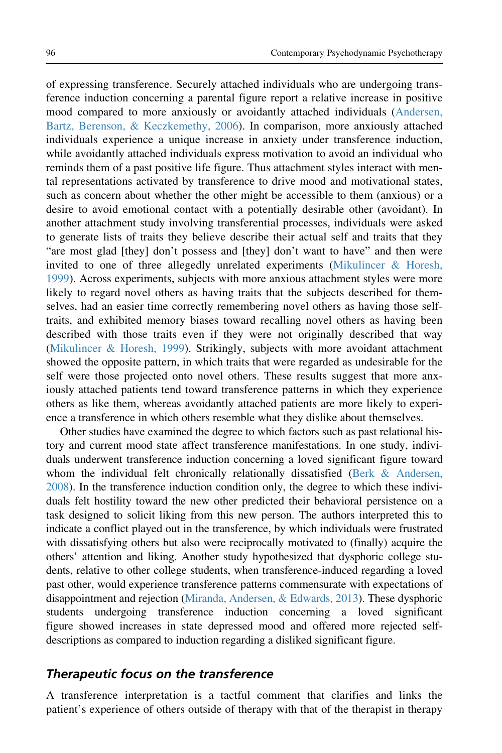of expressing transference. Securely attached individuals who are undergoing transference induction concerning a parental figure report a relative increase in positive mood compared to more anxiously or avoidantly attached individuals (Andersen, Bartz, Berenson, & Keczkemethy, 2006). In comparison, more anxiously attached individuals experience a unique increase in anxiety under transference induction, while avoidantly attached individuals express motivation to avoid an individual who reminds them of a past positive life figure. Thus attachment styles interact with mental representations activated by transference to drive mood and motivational states, such as concern about whether the other might be accessible to them (anxious) or a desire to avoid emotional contact with a potentially desirable other (avoidant). In another attachment study involving transferential processes, individuals were asked to generate lists of traits they believe describe their actual self and traits that they "are most glad [they] don't possess and [they] don't want to have" and then were invited to one of three allegedly unrelated experiments (Mikulincer & Horesh, 1999). Across experiments, subjects with more anxious attachment styles were more likely to regard novel others as having traits that the subjects described for themselves, had an easier time correctly remembering novel others as having those self-traits, and exhibited memory biases toward recalling novel others as having been described with those traits even if they were not originally described that way (Mikulincer & Horesh, 1999). Strikingly, subjects with more avoidant attachment showed the opposite pattern, in which traits that were regarded as undesirable for the self were those projected onto novel others. These results suggest that more anxiously attached patients tend toward transference patterns in which they experience others as like them, whereas avoidantly attached patients are more likely to experience a transference in which others resemble what they dislike about themselves.

Other studies have examined the degree to which factors such as past relational history and current mood state affect transference manifestations. In one study, individuals underwent transference induction concerning a loved significant figure toward whom the individual felt chronically relationally dissatisfied (Berk & Andersen, 2008). In the transference induction condition only, the degree to which these individuals felt hostility toward the new other predicted their behavioral persistence on a task designed to solicit liking from this new person. The authors interpreted this to indicate a conflict played out in the transference, by which individuals were frustrated with dissatisfying others but also were reciprocally motivated to (finally) acquire the others' attention and liking. Another study hypothesized that dysphoric college students, relative to other college students, when transference-induced regarding a loved past other, would experience transference patterns commensurate with expectations of disappointment and rejection (Miranda, Andersen, & Edwards, 2013). These dysphoric students undergoing transference induction concerning a loved significant figure showed increases in state depressed mood and offered more rejected self-descriptions as compared to induction regarding a disliked significant figure.

### *Therapeutic focus on the transference*

A transference interpretation is a tactful comment that clarifies and links the patient's experience of others outside of therapy with that of the therapist in therapy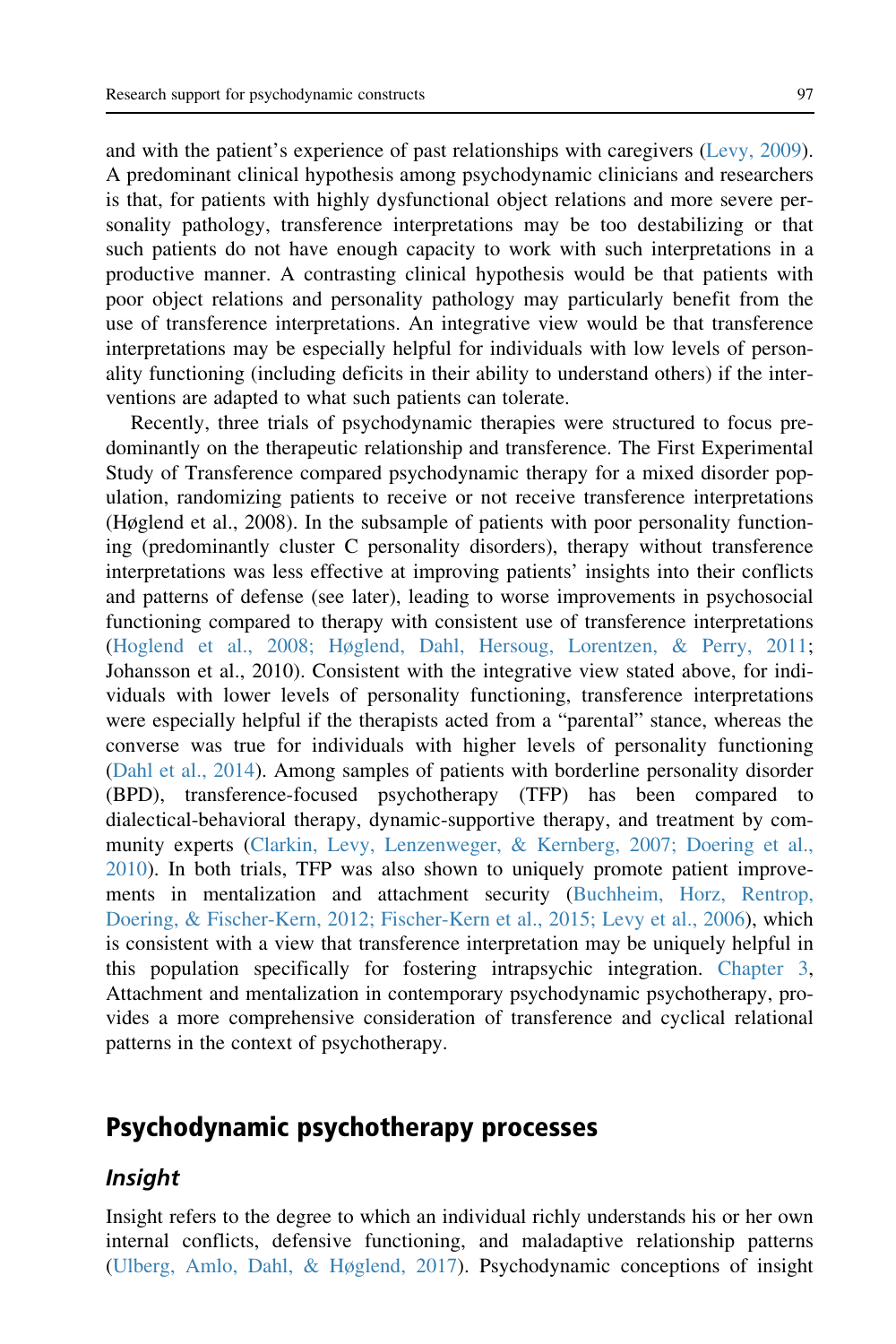and with the patient's experience of past relationships with caregivers (Levy, 2009). A predominant clinical hypothesis among psychodynamic clinicians and researchers is that, for patients with highly dysfunctional object relations and more severe personality pathology, transference interpretations may be too destabilizing or that such patients do not have enough capacity to work with such interpretations in a productive manner. A contrasting clinical hypothesis would be that patients with poor object relations and personality pathology may particularly benefit from the use of transference interpretations. An integrative view would be that transference interpretations may be especially helpful for individuals with low levels of personality functioning (including deficits in their ability to understand others) if the interventions are adapted to what such patients can tolerate.

Recently, three trials of psychodynamic therapies were structured to focus predominantly on the therapeutic relationship and transference. The First Experimental Study of Transference compared psychodynamic therapy for a mixed disorder population, randomizing patients to receive or not receive transference interpretations (Høglend et al., 2008). In the subsample of patients with poor personality functioning (predominantly cluster C personality disorders), therapy without transference interpretations was less effective at improving patients' insights into their conflicts and patterns of defense (see later), leading to worse improvements in psychosocial functioning compared to therapy with consistent use of transference interpretations (Hoglend et al., 2008; Høglend, Dahl, Hersoug, Lorentzen, & Perry, 2011; Johansson et al., 2010). Consistent with the integrative view stated above, for individuals with lower levels of personality functioning, transference interpretations were especially helpful if the therapists acted from a "parental" stance, whereas the converse was true for individuals with higher levels of personality functioning (Dahl et al., 2014). Among samples of patients with borderline personality disorder (BPD), transference-focused psychotherapy (TFP) has been compared to dialectical-behavioral therapy, dynamic-supportive therapy, and treatment by community experts (Clarkin, Levy, Lenzenweger, & Kernberg, 2007; Doering et al., 2010). In both trials, TFP was also shown to uniquely promote patient improvements in mentalization and attachment security (Buchheim, Horz, Rentrop, Doering, & Fischer-Kern, 2012; Fischer-Kern et al., 2015; Levy et al., 2006), which is consistent with a view that transference interpretation may be uniquely helpful in this population specifically for fostering intrapsychic integration. Chapter 3, Attachment and mentalization in contemporary psychodynamic psychotherapy, provides a more comprehensive consideration of transference and cyclical relational patterns in the context of psychotherapy.

## Psychodynamic psychotherapy processes

### Insight

Insight refers to the degree to which an individual richly understands his or her own internal conflicts, defensive functioning, and maladaptive relationship patterns (Ulberg, Amlo, Dahl, & Høglend, 2017). Psychodynamic conceptions of insight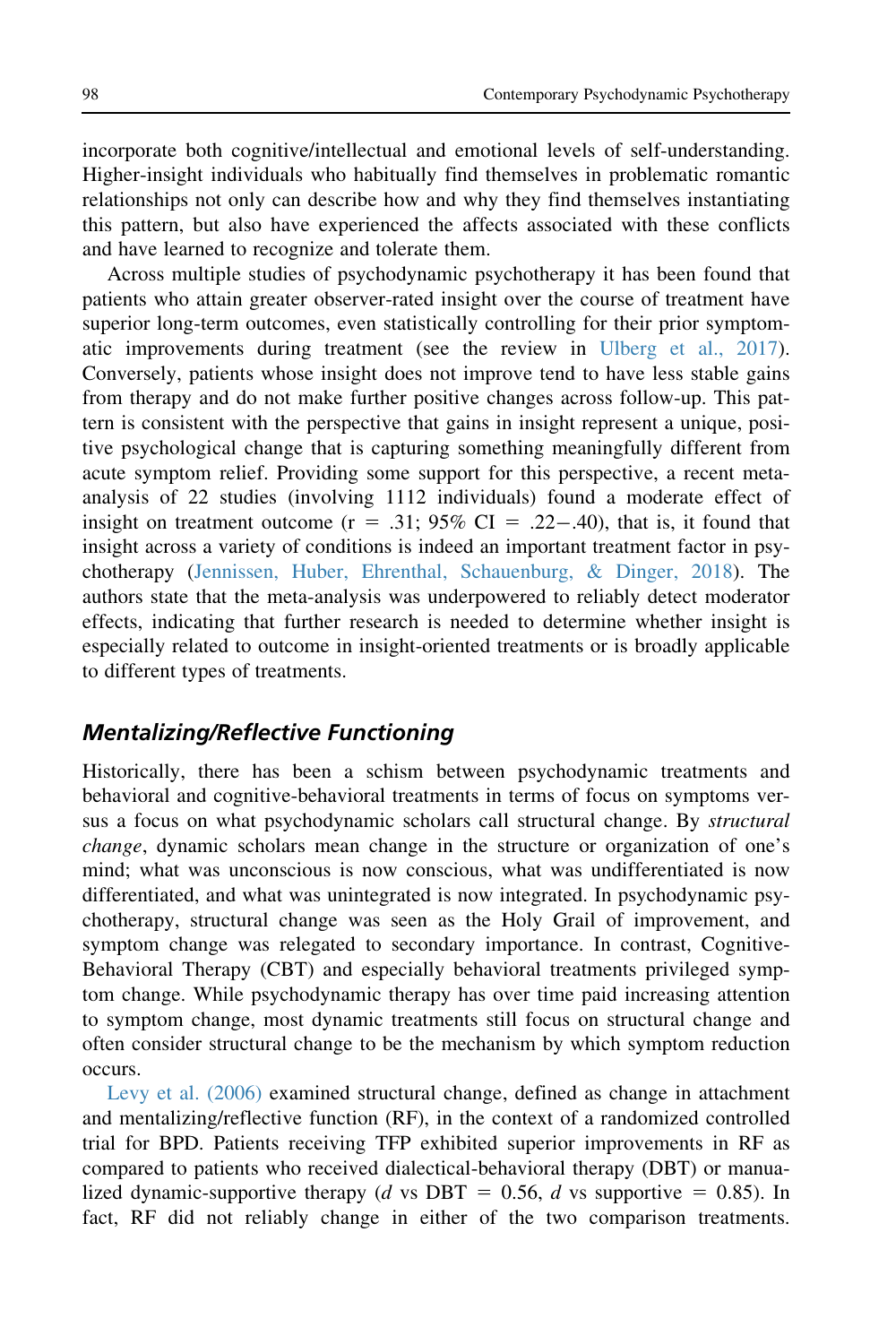incorporate both cognitive/intellectual and emotional levels of self-understanding. Higher-insight individuals who habitually find themselves in problematic romantic relationships not only can describe how and why they find themselves instantiating this pattern, but also have experienced the affects associated with these conflicts and have learned to recognize and tolerate them.

Across multiple studies of psychodynamic psychotherapy it has been found that patients who attain greater observer-rated insight over the course of treatment have superior long-term outcomes, even statistically controlling for their prior symptomatic improvements during treatment (see the review in Ulberg et al., 2017). Conversely, patients whose insight does not improve tend to have less stable gains from therapy and do not make further positive changes across follow-up. This pattern is consistent with the perspective that gains in insight represent a unique, positive psychological change that is capturing something meaningfully different from acute symptom relief. Providing some support for this perspective, a recent meta-analysis of 22 studies (involving 1112 individuals) found a moderate effect of insight on treatment outcome ($r = .31$; 95% CI $= .22-.40$), that is, it found that insight across a variety of conditions is indeed an important treatment factor in psychotherapy (Jennissen, Huber, Ehrenthal, Schauenburg, & Dinger, 2018). The authors state that the meta-analysis was underpowered to reliably detect moderator effects, indicating that further research is needed to determine whether insight is especially related to outcome in insight-oriented treatments or is broadly applicable to different types of treatments.

### *Mentalizing/Reflective Functioning*

Historically, there has been a schism between psychodynamic treatments and behavioral and cognitive-behavioral treatments in terms of focus on symptoms versus a focus on what psychodynamic scholars call structural change. By *structural change*, dynamic scholars mean change in the structure or organization of one's mind; what was unconscious is now conscious, what was undifferentiated is now differentiated, and what was unintegrated is now integrated. In psychodynamic psychotherapy, structural change was seen as the Holy Grail of improvement, and symptom change was relegated to secondary importance. In contrast, Cognitive-Behavioral Therapy (CBT) and especially behavioral treatments privileged symptom change. While psychodynamic therapy has over time paid increasing attention to symptom change, most dynamic treatments still focus on structural change and often consider structural change to be the mechanism by which symptom reduction occurs.

Levy et al. (2006) examined structural change, defined as change in attachment and mentalizing/reflective function (RF), in the context of a randomized controlled trial for BPD. Patients receiving TFP exhibited superior improvements in RF as compared to patients who received dialectical-behavioral therapy (DBT) or manualized dynamic-supportive therapy ($d$ vs DBT $= 0.56$, $d$ vs supportive $= 0.85$). In fact, RF did not reliably change in either of the two comparison treatments.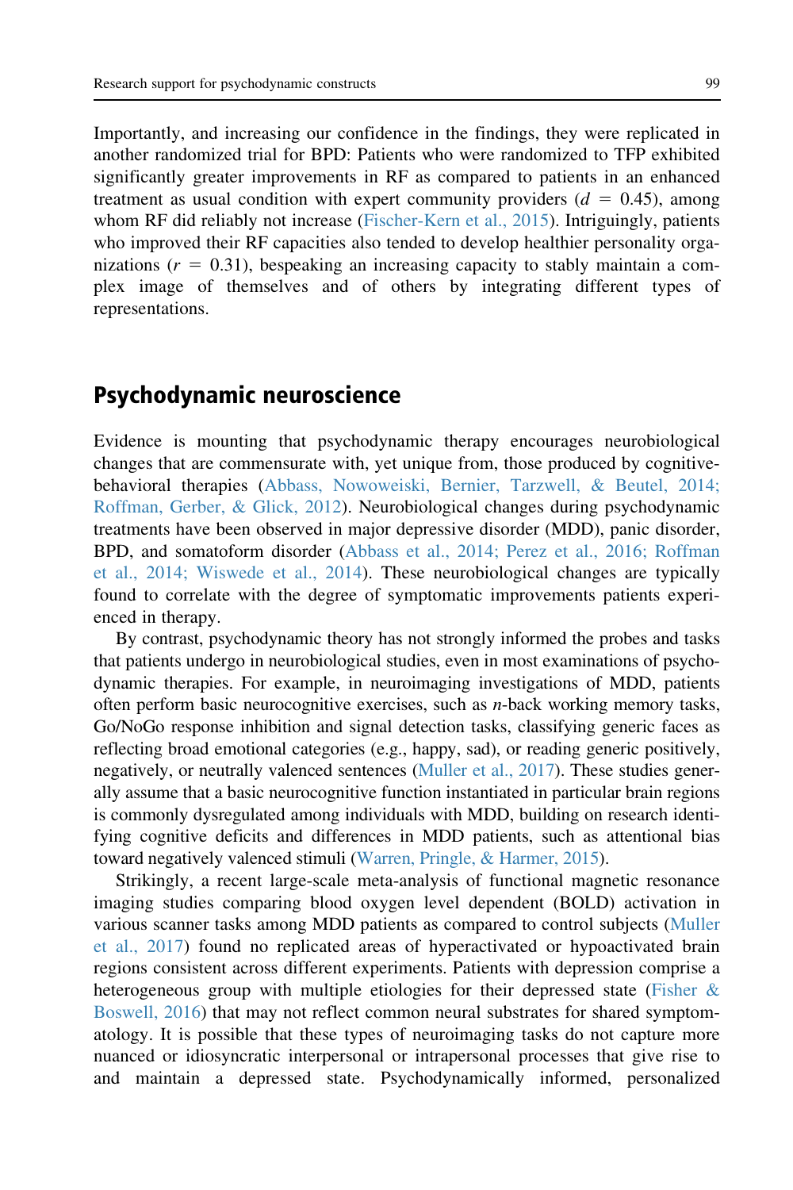Importantly, and increasing our confidence in the findings, they were replicated in another randomized trial for BPD: Patients who were randomized to TFP exhibited significantly greater improvements in RF as compared to patients in an enhanced treatment as usual condition with expert community providers ($d = 0.45$), among whom RF did reliably not increase (Fischer-Kern et al., 2015). Intriguingly, patients who improved their RF capacities also tended to develop healthier personality organizations ($r = 0.31$), bespeaking an increasing capacity to stably maintain a complex image of themselves and of others by integrating different types of representations.

## Psychodynamic neuroscience

Evidence is mounting that psychodynamic therapy encourages neurobiological changes that are commensurate with, yet unique from, those produced by cognitive-behavioral therapies (Abbass, Nowoweiski, Bernier, Tarzwell, & Beutel, 2014; Roffman, Gerber, & Glick, 2012). Neurobiological changes during psychodynamic treatments have been observed in major depressive disorder (MDD), panic disorder, BPD, and somatoform disorder (Abbass et al., 2014; Perez et al., 2016; Roffman et al., 2014; Wiswede et al., 2014). These neurobiological changes are typically found to correlate with the degree of symptomatic improvements patients experienced in therapy.

By contrast, psychodynamic theory has not strongly informed the probes and tasks that patients undergo in neurobiological studies, even in most examinations of psychodynamic therapies. For example, in neuroimaging investigations of MDD, patients often perform basic neurocognitive exercises, such as *n*-back working memory tasks, Go/NoGo response inhibition and signal detection tasks, classifying generic faces as reflecting broad emotional categories (e.g., happy, sad), or reading generic positively, negatively, or neutrally valenced sentences (Muller et al., 2017). These studies generally assume that a basic neurocognitive function instantiated in particular brain regions is commonly dysregulated among individuals with MDD, building on research identifying cognitive deficits and differences in MDD patients, such as attentional bias toward negatively valenced stimuli (Warren, Pringle, & Harmer, 2015).

Strikingly, a recent large-scale meta-analysis of functional magnetic resonance imaging studies comparing blood oxygen level dependent (BOLD) activation in various scanner tasks among MDD patients as compared to control subjects (Muller et al., 2017) found no replicated areas of hyperactivated or hypoactivated brain regions consistent across different experiments. Patients with depression comprise a heterogeneous group with multiple etiologies for their depressed state (Fisher & Boswell, 2016) that may not reflect common neural substrates for shared symptomatology. It is possible that these types of neuroimaging tasks do not capture more nuanced or idiosyncratic interpersonal or intrapersonal processes that give rise to and maintain a depressed state. Psychodynamically informed, personalized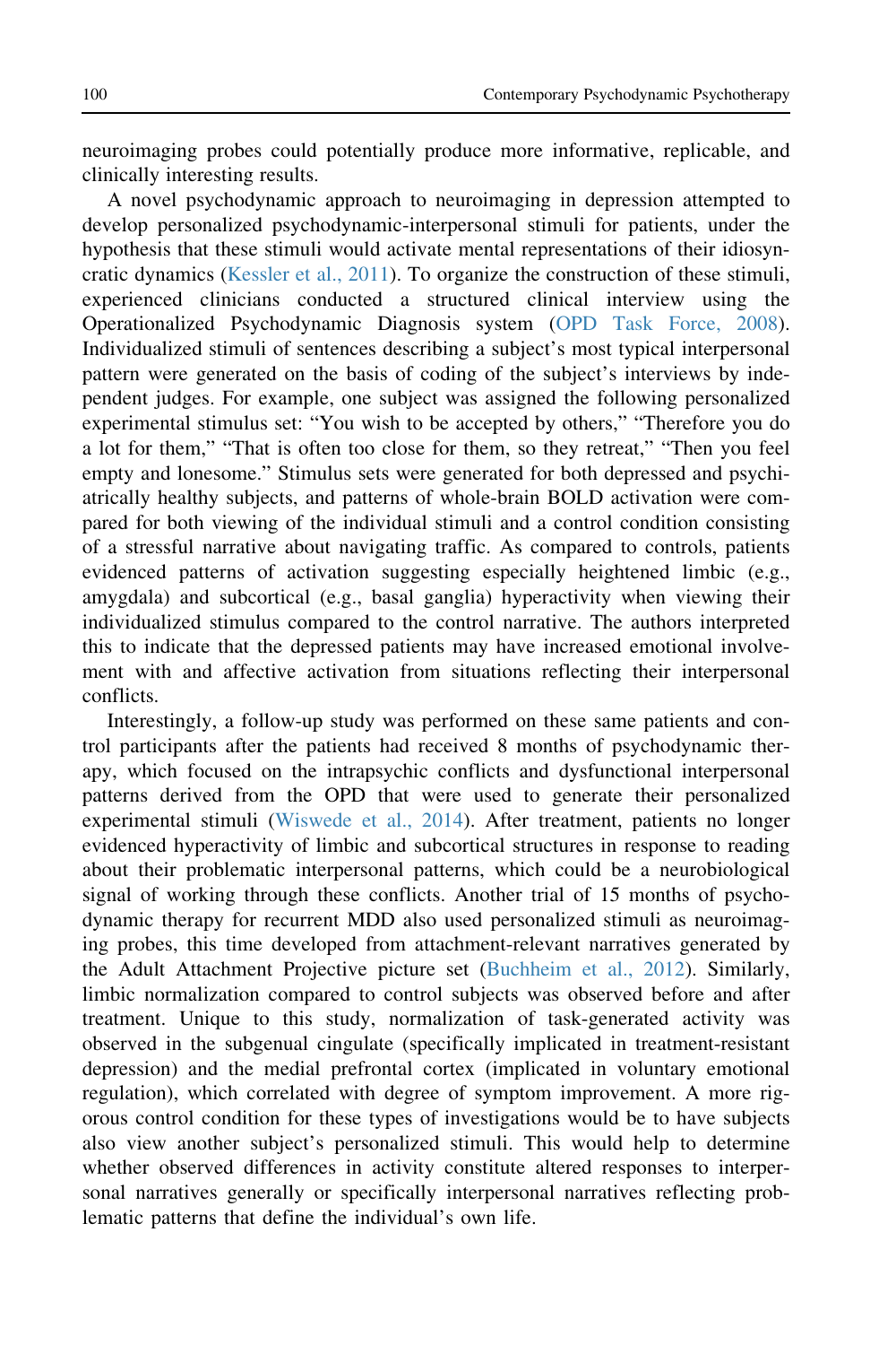neuroimaging probes could potentially produce more informative, replicable, and clinically interesting results.

A novel psychodynamic approach to neuroimaging in depression attempted to develop personalized psychodynamic-interpersonal stimuli for patients, under the hypothesis that these stimuli would activate mental representations of their idiosyncratic dynamics (Kessler et al., 2011). To organize the construction of these stimuli, experienced clinicians conducted a structured clinical interview using the Operationalized Psychodynamic Diagnosis system (OPD Task Force, 2008). Individualized stimuli of sentences describing a subject's most typical interpersonal pattern were generated on the basis of coding of the subject's interviews by independent judges. For example, one subject was assigned the following personalized experimental stimulus set: "You wish to be accepted by others," "Therefore you do a lot for them," "That is often too close for them, so they retreat," "Then you feel empty and lonesome." Stimulus sets were generated for both depressed and psychiatrically healthy subjects, and patterns of whole-brain BOLD activation were compared for both viewing of the individual stimuli and a control condition consisting of a stressful narrative about navigating traffic. As compared to controls, patients evidenced patterns of activation suggesting especially heightened limbic (e.g., amygdala) and subcortical (e.g., basal ganglia) hyperactivity when viewing their individualized stimulus compared to the control narrative. The authors interpreted this to indicate that the depressed patients may have increased emotional involvement with and affective activation from situations reflecting their interpersonal conflicts.

Interestingly, a follow-up study was performed on these same patients and control participants after the patients had received 8 months of psychodynamic therapy, which focused on the intrapsychic conflicts and dysfunctional interpersonal patterns derived from the OPD that were used to generate their personalized experimental stimuli (Wiswede et al., 2014). After treatment, patients no longer evidenced hyperactivity of limbic and subcortical structures in response to reading about their problematic interpersonal patterns, which could be a neurobiological signal of working through these conflicts. Another trial of 15 months of psychodynamic therapy for recurrent MDD also used personalized stimuli as neuroimaging probes, this time developed from attachment-relevant narratives generated by the Adult Attachment Projective picture set (Buchheim et al., 2012). Similarly, limbic normalization compared to control subjects was observed before and after treatment. Unique to this study, normalization of task-generated activity was observed in the subgenual cingulate (specifically implicated in treatment-resistant depression) and the medial prefrontal cortex (implicated in voluntary emotional regulation), which correlated with degree of symptom improvement. A more rigorous control condition for these types of investigations would be to have subjects also view another subject's personalized stimuli. This would help to determine whether observed differences in activity constitute altered responses to interpersonal narratives generally or specifically interpersonal narratives reflecting problematic patterns that define the individual's own life.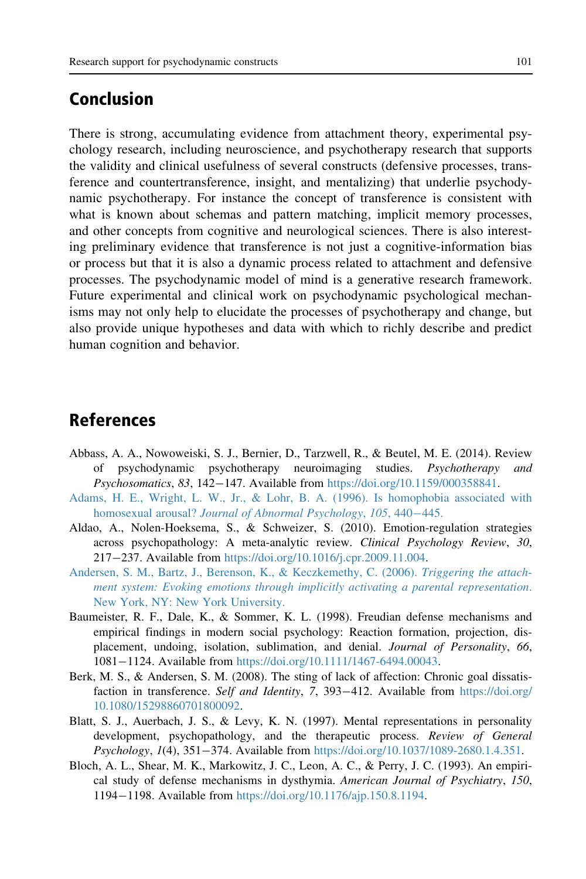## Conclusion

There is strong, accumulating evidence from attachment theory, experimental psychology research, including neuroscience, and psychotherapy research that supports the validity and clinical usefulness of several constructs (defensive processes, transference and countertransference, insight, and mentalizing) that underlie psychodynamic psychotherapy. For instance the concept of transference is consistent with what is known about schemas and pattern matching, implicit memory processes, and other concepts from cognitive and neurological sciences. There is also interesting preliminary evidence that transference is not just a cognitive-information bias or process but that it is also a dynamic process related to attachment and defensive processes. The psychodynamic model of mind is a generative research framework. Future experimental and clinical work on psychodynamic psychological mechanisms may not only help to elucidate the processes of psychotherapy and change, but also provide unique hypotheses and data with which to richly describe and predict human cognition and behavior.

## References

Abbass, A. A., Nowoweiski, S. J., Bernier, D., Tarzwell, R., & Beutel, M. E. (2014). Review of psychodynamic psychotherapy neuroimaging studies. *Psychotherapy and Psychosomatics*, *83*, 142−147. Available from https://doi.org/10.1159/000358841.

Adams, H. E., Wright, L. W., Jr., & Lohr, B. A. (1996). Is homophobia associated with homosexual arousal? *Journal of Abnormal Psychology*, *105*, 440−445.

Aldao, A., Nolen-Hoeksema, S., & Schweizer, S. (2010). Emotion-regulation strategies across psychopathology: A meta-analytic review. *Clinical Psychology Review*, *30*, 217−237. Available from https://doi.org/10.1016/j.cpr.2009.11.004.

Andersen, S. M., Bartz, J., Berenson, K., & Keczkemethy, C. (2006). *Triggering the attachment system: Evoking emotions through implicitly activating a parental representation*. New York, NY: New York University.

Baumeister, R. F., Dale, K., & Sommer, K. L. (1998). Freudian defense mechanisms and empirical findings in modern social psychology: Reaction formation, projection, displacement, undoing, isolation, sublimation, and denial. *Journal of Personality*, *66*, 1081−1124. Available from https://doi.org/10.1111/1467-6494.00043.

Berk, M. S., & Andersen, S. M. (2008). The sting of lack of affection: Chronic goal dissatisfaction in transference. *Self and Identity*, *7*, 393−412. Available from https://doi.org/10.1080/15298860701800092.

Blatt, S. J., Auerbach, J. S., & Levy, K. N. (1997). Mental representations in personality development, psychopathology, and the therapeutic process. *Review of General Psychology*, *1*(4), 351−374. Available from https://doi.org/10.1037/1089-2680.1.4.351.

Bloch, A. L., Shear, M. K., Markowitz, J. C., Leon, A. C., & Perry, J. C. (1993). An empirical study of defense mechanisms in dysthymia. *American Journal of Psychiatry*, *150*, 1194−1198. Available from https://doi.org/10.1176/ajp.150.8.1194.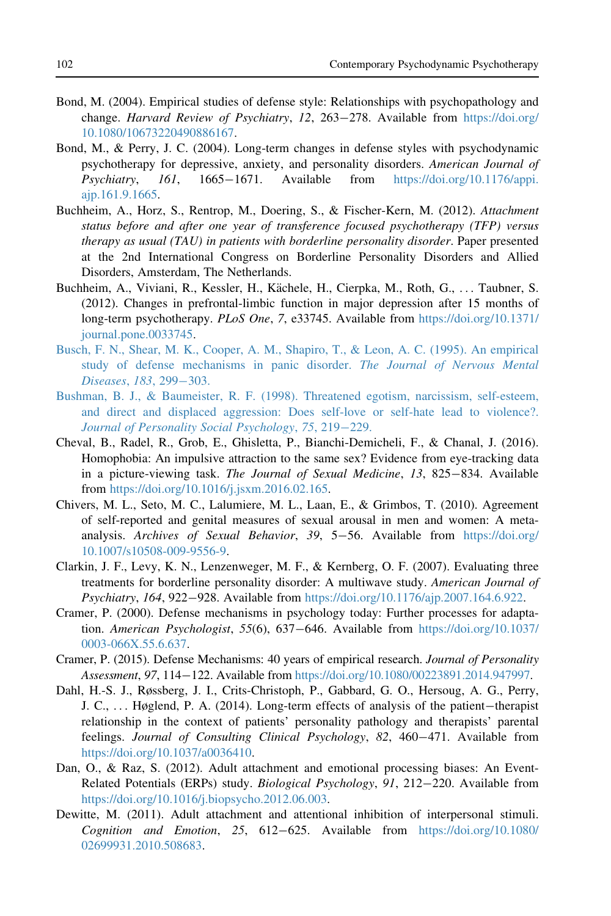Bond, M. (2004). Empirical studies of defense style: Relationships with psychopathology and change. *Harvard Review of Psychiatry*, *12*, 263−278. Available from https://doi.org/10.1080/10673220490886167.

Bond, M., & Perry, J. C. (2004). Long-term changes in defense styles with psychodynamic psychotherapy for depressive, anxiety, and personality disorders. *American Journal of Psychiatry*, *161*, 1665−1671. Available from https://doi.org/10.1176/appi.ajp.161.9.1665.

Buchheim, A., Horz, S., Rentrop, M., Doering, S., & Fischer-Kern, M. (2012). *Attachment status before and after one year of transference focused psychotherapy (TFP) versus therapy as usual (TAU) in patients with borderline personality disorder*. Paper presented at the 2nd International Congress on Borderline Personality Disorders and Allied Disorders, Amsterdam, The Netherlands.

Buchheim, A., Viviani, R., Kessler, H., Kächele, H., Cierpka, M., Roth, G., . . . Taubner, S. (2012). Changes in prefrontal-limbic function in major depression after 15 months of long-term psychotherapy. *PLoS One*, *7*, e33745. Available from https://doi.org/10.1371/journal.pone.0033745.

Busch, F. N., Shear, M. K., Cooper, A. M., Shapiro, T., & Leon, A. C. (1995). An empirical study of defense mechanisms in panic disorder. *The Journal of Nervous Mental Diseases*, *183*, 299−303.

Bushman, B. J., & Baumeister, R. F. (1998). Threatened egotism, narcissism, self-esteem, and direct and displaced aggression: Does self-love or self-hate lead to violence?. *Journal of Personality Social Psychology*, *75*, 219−229.

Cheval, B., Radel, R., Grob, E., Ghisletta, P., Bianchi-Demicheli, F., & Chanal, J. (2016). Homophobia: An impulsive attraction to the same sex? Evidence from eye-tracking data in a picture-viewing task. *The Journal of Sexual Medicine*, *13*, 825−834. Available from https://doi.org/10.1016/j.jsxm.2016.02.165.

Chivers, M. L., Seto, M. C., Lalumiere, M. L., Laan, E., & Grimbos, T. (2010). Agreement of self-reported and genital measures of sexual arousal in men and women: A meta-analysis. *Archives of Sexual Behavior*, *39*, 5−56. Available from https://doi.org/10.1007/s10508-009-9556-9.

Clarkin, J. F., Levy, K. N., Lenzenweger, M. F., & Kernberg, O. F. (2007). Evaluating three treatments for borderline personality disorder: A multiwave study. *American Journal of Psychiatry*, *164*, 922−928. Available from https://doi.org/10.1176/ajp.2007.164.6.922.

Cramer, P. (2000). Defense mechanisms in psychology today: Further processes for adaptation. *American Psychologist*, *55*(6), 637−646. Available from https://doi.org/10.1037/0003-066X.55.6.637.

Cramer, P. (2015). Defense Mechanisms: 40 years of empirical research. *Journal of Personality Assessment*, *97*, 114−122. Available from https://doi.org/10.1080/00223891.2014.947997.

Dahl, H.-S. J., Røssberg, J. I., Crits-Christoph, P., Gabbard, G. O., Hersoug, A. G., Perry, J. C., . . . Høglend, P. A. (2014). Long-term effects of analysis of the patient−therapist relationship in the context of patients' personality pathology and therapists' parental feelings. *Journal of Consulting Clinical Psychology*, *82*, 460−471. Available from https://doi.org/10.1037/a0036410.

Dan, O., & Raz, S. (2012). Adult attachment and emotional processing biases: An Event-Related Potentials (ERPs) study. *Biological Psychology*, *91*, 212−220. Available from https://doi.org/10.1016/j.biopsycho.2012.06.003.

Dewitte, M. (2011). Adult attachment and attentional inhibition of interpersonal stimuli. *Cognition and Emotion*, *25*, 612−625. Available from https://doi.org/10.1080/02699931.2010.508683.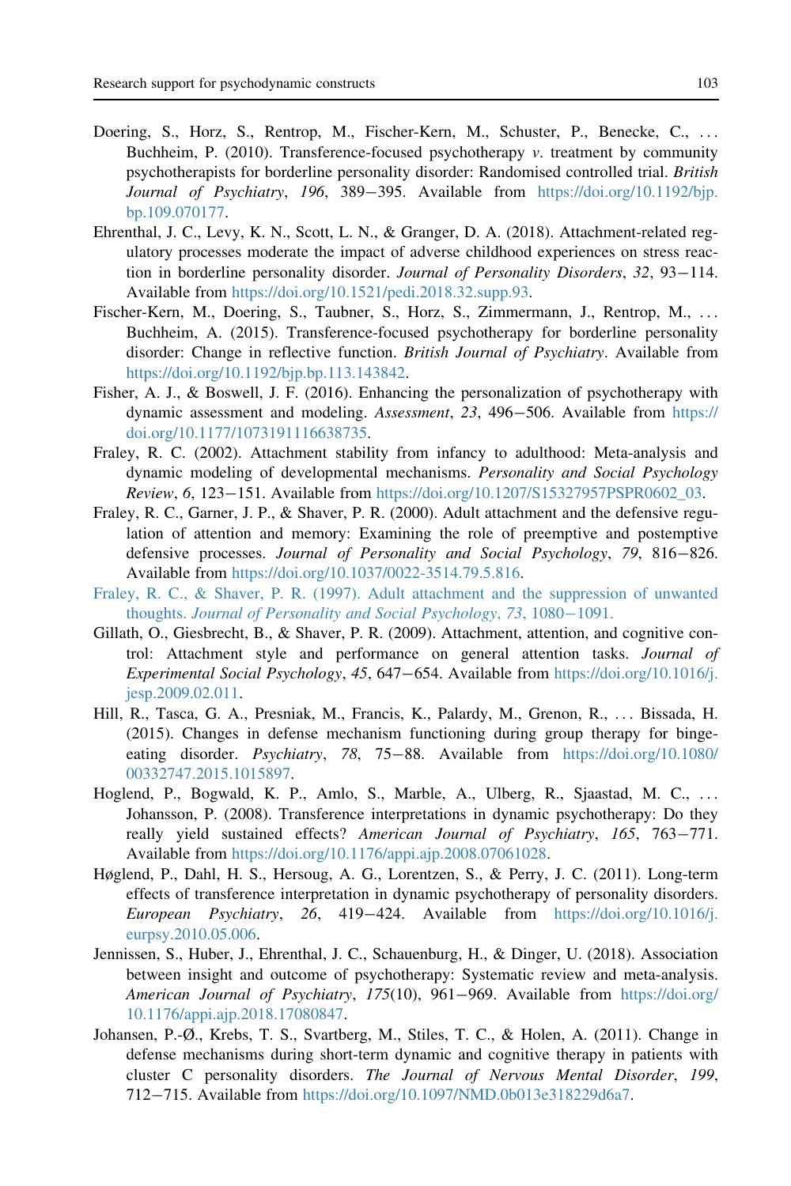Doering, S., Horz, S., Rentrop, M., Fischer-Kern, M., Schuster, P., Benecke, C., ... Buchheim, P. (2010). Transference-focused psychotherapy *v.* treatment by community psychotherapists for borderline personality disorder: Randomised controlled trial. *British Journal of Psychiatry*, *196*, 389–395. Available from https://doi.org/10.1192/bjp.bp.109.070177.

Ehrenthal, J. C., Levy, K. N., Scott, L. N., & Granger, D. A. (2018). Attachment-related regulatory processes moderate the impact of adverse childhood experiences on stress reaction in borderline personality disorder. *Journal of Personality Disorders*, *32*, 93–114. Available from https://doi.org/10.1521/pedi.2018.32.supp.93.

Fischer-Kern, M., Doering, S., Taubner, S., Horz, S., Zimmermann, J., Rentrop, M., ... Buchheim, A. (2015). Transference-focused psychotherapy for borderline personality disorder: Change in reflective function. *British Journal of Psychiatry*. Available from https://doi.org/10.1192/bjp.bp.113.143842.

Fisher, A. J., & Boswell, J. F. (2016). Enhancing the personalization of psychotherapy with dynamic assessment and modeling. *Assessment*, *23*, 496–506. Available from https://doi.org/10.1177/1073191116638735.

Fraley, R. C. (2002). Attachment stability from infancy to adulthood: Meta-analysis and dynamic modeling of developmental mechanisms. *Personality and Social Psychology Review*, *6*, 123–151. Available from https://doi.org/10.1207/S15327957PSPR0602_03.

Fraley, R. C., Garner, J. P., & Shaver, P. R. (2000). Adult attachment and the defensive regulation of attention and memory: Examining the role of preemptive and postemptive defensive processes. *Journal of Personality and Social Psychology*, *79*, 816–826. Available from https://doi.org/10.1037/0022-3514.79.5.816.

Fraley, R. C., & Shaver, P. R. (1997). Adult attachment and the suppression of unwanted thoughts. *Journal of Personality and Social Psychology*, *73*, 1080–1091.

Gillath, O., Giesbrecht, B., & Shaver, P. R. (2009). Attachment, attention, and cognitive control: Attachment style and performance on general attention tasks. *Journal of Experimental Social Psychology*, *45*, 647–654. Available from https://doi.org/10.1016/j.jesp.2009.02.011.

Hill, R., Tasca, G. A., Presniak, M., Francis, K., Palardy, M., Grenon, R., ... Bissada, H. (2015). Changes in defense mechanism functioning during group therapy for binge-eating disorder. *Psychiatry*, *78*, 75–88. Available from https://doi.org/10.1080/00332747.2015.1015897.

Hoglend, P., Bogwald, K. P., Amlo, S., Marble, A., Ulberg, R., Sjaastad, M. C., ... Johansson, P. (2008). Transference interpretations in dynamic psychotherapy: Do they really yield sustained effects? *American Journal of Psychiatry*, *165*, 763–771. Available from https://doi.org/10.1176/appi.ajp.2008.07061028.

Høglend, P., Dahl, H. S., Hersoug, A. G., Lorentzen, S., & Perry, J. C. (2011). Long-term effects of transference interpretation in dynamic psychotherapy of personality disorders. *European Psychiatry*, *26*, 419–424. Available from https://doi.org/10.1016/j.eurpsy.2010.05.006.

Jennissen, S., Huber, J., Ehrenthal, J. C., Schauenburg, H., & Dinger, U. (2018). Association between insight and outcome of psychotherapy: Systematic review and meta-analysis. *American Journal of Psychiatry*, *175*(10), 961–969. Available from https://doi.org/10.1176/appi.ajp.2018.17080847.

Johansen, P.-Ø., Krebs, T. S., Svartberg, M., Stiles, T. C., & Holen, A. (2011). Change in defense mechanisms during short-term dynamic and cognitive therapy in patients with cluster C personality disorders. *The Journal of Nervous Mental Disorder*, *199*, 712–715. Available from https://doi.org/10.1097/NMD.0b013e318229d6a7.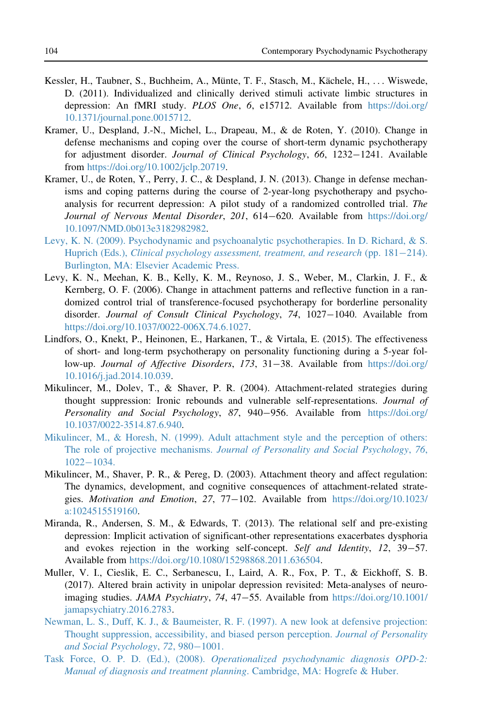Kessler, H., Taubner, S., Buchheim, A., Münte, T. F., Stasch, M., Kächele, H., . . . Wiswede, D. (2011). Individualized and clinically derived stimuli activate limbic structures in depression: An fMRI study. *PLOS One*, *6*, e15712. Available from https://doi.org/10.1371/journal.pone.0015712.

Kramer, U., Despland, J.-N., Michel, L., Drapeau, M., & de Roten, Y. (2010). Change in defense mechanisms and coping over the course of short-term dynamic psychotherapy for adjustment disorder. *Journal of Clinical Psychology*, *66*, 1232−1241. Available from https://doi.org/10.1002/jclp.20719.

Kramer, U., de Roten, Y., Perry, J. C., & Despland, J. N. (2013). Change in defense mechanisms and coping patterns during the course of 2-year-long psychotherapy and psychoanalysis for recurrent depression: A pilot study of a randomized controlled trial. *The Journal of Nervous Mental Disorder*, *201*, 614−620. Available from https://doi.org/10.1097/NMD.0b013e3182982982.

Levy, K. N. (2009). Psychodynamic and psychoanalytic psychotherapies. In D. Richard, & S. Huprich (Eds.), *Clinical psychology assessment, treatment, and research* (pp. 181−214). Burlington, MA: Elsevier Academic Press.

Levy, K. N., Meehan, K. B., Kelly, K. M., Reynoso, J. S., Weber, M., Clarkin, J. F., & Kernberg, O. F. (2006). Change in attachment patterns and reflective function in a randomized control trial of transference-focused psychotherapy for borderline personality disorder. *Journal of Consult Clinical Psychology*, *74*, 1027−1040. Available from https://doi.org/10.1037/0022-006X.74.6.1027.

Lindfors, O., Knekt, P., Heinonen, E., Harkanen, T., & Virtala, E. (2015). The effectiveness of short- and long-term psychotherapy on personality functioning during a 5-year follow-up. *Journal of Affective Disorders*, *173*, 31−38. Available from https://doi.org/10.1016/j.jad.2014.10.039.

Mikulincer, M., Dolev, T., & Shaver, P. R. (2004). Attachment-related strategies during thought suppression: Ironic rebounds and vulnerable self-representations. *Journal of Personality and Social Psychology*, *87*, 940−956. Available from https://doi.org/10.1037/0022-3514.87.6.940.

Mikulincer, M., & Horesh, N. (1999). Adult attachment style and the perception of others: The role of projective mechanisms. *Journal of Personality and Social Psychology*, *76*, 1022−1034.

Mikulincer, M., Shaver, P. R., & Pereg, D. (2003). Attachment theory and affect regulation: The dynamics, development, and cognitive consequences of attachment-related strategies. *Motivation and Emotion*, *27*, 77−102. Available from https://doi.org/10.1023/a:1024515519160.

Miranda, R., Andersen, S. M., & Edwards, T. (2013). The relational self and pre-existing depression: Implicit activation of significant-other representations exacerbates dysphoria and evokes rejection in the working self-concept. *Self and Identity*, *12*, 39−57. Available from https://doi.org/10.1080/15298868.2011.636504.

Muller, V. I., Cieslik, E. C., Serbanescu, I., Laird, A. R., Fox, P. T., & Eickhoff, S. B. (2017). Altered brain activity in unipolar depression revisited: Meta-analyses of neuroimaging studies. *JAMA Psychiatry*, *74*, 47−55. Available from https://doi.org/10.1001/jamapsychiatry.2016.2783.

Newman, L. S., Duff, K. J., & Baumeister, R. F. (1997). A new look at defensive projection: Thought suppression, accessibility, and biased person perception. *Journal of Personality and Social Psychology*, *72*, 980−1001.

Task Force, O. P. D. (Ed.), (2008). *Operationalized psychodynamic diagnosis OPD-2: Manual of diagnosis and treatment planning*. Cambridge, MA: Hogrefe & Huber.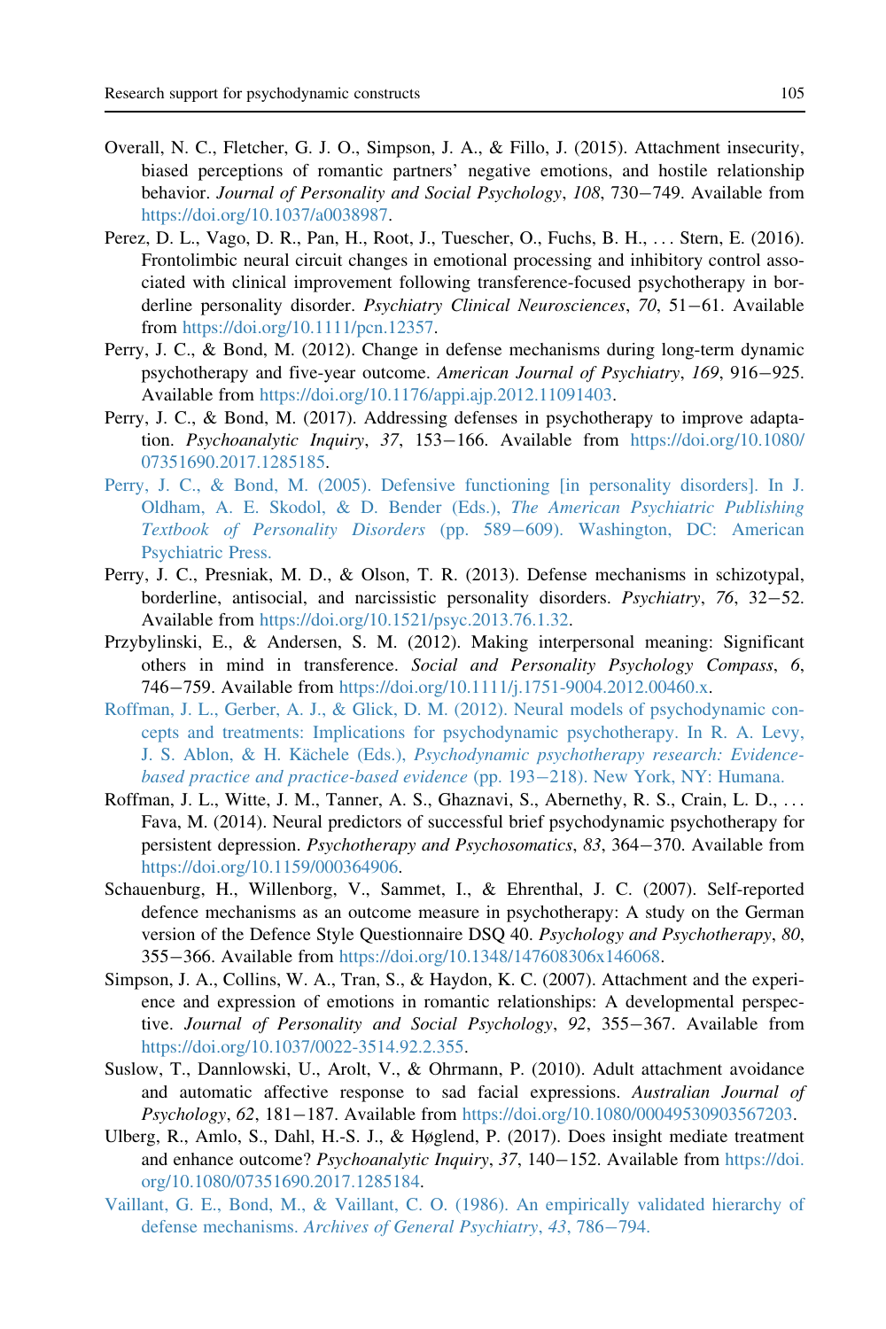Overall, N. C., Fletcher, G. J. O., Simpson, J. A., & Fillo, J. (2015). Attachment insecurity, biased perceptions of romantic partners' negative emotions, and hostile relationship behavior. *Journal of Personality and Social Psychology*, *108*, 730−749. Available from https://doi.org/10.1037/a0038987.

Perez, D. L., Vago, D. R., Pan, H., Root, J., Tuescher, O., Fuchs, B. H., ... Stern, E. (2016). Frontolimbic neural circuit changes in emotional processing and inhibitory control associated with clinical improvement following transference-focused psychotherapy in borderline personality disorder. *Psychiatry Clinical Neurosciences*, *70*, 51−61. Available from https://doi.org/10.1111/pcn.12357.

Perry, J. C., & Bond, M. (2012). Change in defense mechanisms during long-term dynamic psychotherapy and five-year outcome. *American Journal of Psychiatry*, *169*, 916−925. Available from https://doi.org/10.1176/appi.ajp.2012.11091403.

Perry, J. C., & Bond, M. (2017). Addressing defenses in psychotherapy to improve adaptation. *Psychoanalytic Inquiry*, *37*, 153−166. Available from https://doi.org/10.1080/07351690.2017.1285185.

Perry, J. C., & Bond, M. (2005). Defensive functioning [in personality disorders]. In J. Oldham, A. E. Skodol, & D. Bender (Eds.), *The American Psychiatric Publishing Textbook of Personality Disorders* (pp. 589−609). Washington, DC: American Psychiatric Press.

Perry, J. C., Presniak, M. D., & Olson, T. R. (2013). Defense mechanisms in schizotypal, borderline, antisocial, and narcissistic personality disorders. *Psychiatry*, *76*, 32−52. Available from https://doi.org/10.1521/psyc.2013.76.1.32.

Przybylinski, E., & Andersen, S. M. (2012). Making interpersonal meaning: Significant others in mind in transference. *Social and Personality Psychology Compass*, *6*, 746−759. Available from https://doi.org/10.1111/j.1751-9004.2012.00460.x.

Roffman, J. L., Gerber, A. J., & Glick, D. M. (2012). Neural models of psychodynamic concepts and treatments: Implications for psychodynamic psychotherapy. In R. A. Levy, J. S. Ablon, & H. Kächele (Eds.), *Psychodynamic psychotherapy research: Evidence-based practice and practice-based evidence* (pp. 193−218). New York, NY: Humana.

Roffman, J. L., Witte, J. M., Tanner, A. S., Ghaznavi, S., Abernethy, R. S., Crain, L. D., ... Fava, M. (2014). Neural predictors of successful brief psychodynamic psychotherapy for persistent depression. *Psychotherapy and Psychosomatics*, *83*, 364−370. Available from https://doi.org/10.1159/000364906.

Schauenburg, H., Willenborg, V., Sammet, I., & Ehrenthal, J. C. (2007). Self-reported defence mechanisms as an outcome measure in psychotherapy: A study on the German version of the Defence Style Questionnaire DSQ 40. *Psychology and Psychotherapy*, *80*, 355−366. Available from https://doi.org/10.1348/147608306x146068.

Simpson, J. A., Collins, W. A., Tran, S., & Haydon, K. C. (2007). Attachment and the experience and expression of emotions in romantic relationships: A developmental perspective. *Journal of Personality and Social Psychology*, *92*, 355−367. Available from https://doi.org/10.1037/0022-3514.92.2.355.

Suslow, T., Dannlowski, U., Arolt, V., & Ohrmann, P. (2010). Adult attachment avoidance and automatic affective response to sad facial expressions. *Australian Journal of Psychology*, *62*, 181−187. Available from https://doi.org/10.1080/00049530903567203.

Ulberg, R., Amlo, S., Dahl, H.-S. J., & Høglend, P. (2017). Does insight mediate treatment and enhance outcome? *Psychoanalytic Inquiry*, *37*, 140−152. Available from https://doi.org/10.1080/07351690.2017.1285184.

Vaillant, G. E., Bond, M., & Vaillant, C. O. (1986). An empirically validated hierarchy of defense mechanisms. *Archives of General Psychiatry*, *43*, 786−794.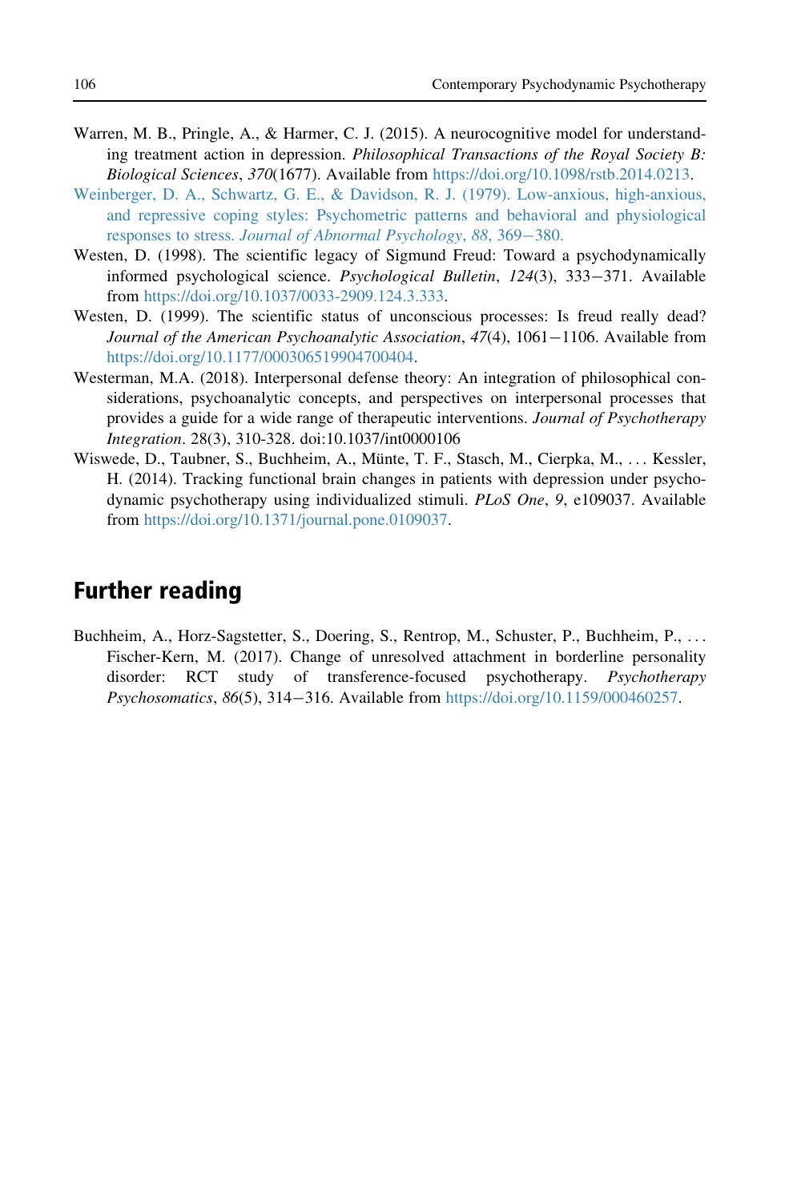Warren, M. B., Pringle, A., & Harmer, C. J. (2015). A neurocognitive model for understanding treatment action in depression. *Philosophical Transactions of the Royal Society B: Biological Sciences*, *370*(1677). Available from https://doi.org/10.1098/rstb.2014.0213.

Weinberger, D. A., Schwartz, G. E., & Davidson, R. J. (1979). Low-anxious, high-anxious, and repressive coping styles: Psychometric patterns and behavioral and physiological responses to stress. *Journal of Abnormal Psychology*, *88*, 369–380.

Westen, D. (1998). The scientific legacy of Sigmund Freud: Toward a psychodynamically informed psychological science. *Psychological Bulletin*, *124*(3), 333–371. Available from https://doi.org/10.1037/0033-2909.124.3.333.

Westen, D. (1999). The scientific status of unconscious processes: Is freud really dead? *Journal of the American Psychoanalytic Association*, *47*(4), 1061–1106. Available from https://doi.org/10.1177/00030651990470040​4.

Westerman, M.A. (2018). Interpersonal defense theory: An integration of philosophical considerations, psychoanalytic concepts, and perspectives on interpersonal processes that provides a guide for a wide range of therapeutic interventions. *Journal of Psychotherapy Integration*. 28(3), 310-328. doi:10.1037/int0000106

Wiswede, D., Taubner, S., Buchheim, A., Münte, T. F., Stasch, M., Cierpka, M., ... Kessler, H. (2014). Tracking functional brain changes in patients with depression under psychodynamic psychotherapy using individualized stimuli. *PLoS One*, *9*, e109037. Available from https://doi.org/10.1371/journal.pone.0109037.

## Further reading

Buchheim, A., Horz-Sagstetter, S., Doering, S., Rentrop, M., Schuster, P., Buchheim, P., ... Fischer-Kern, M. (2017). Change of unresolved attachment in borderline personality disorder: RCT study of transference-focused psychotherapy. *Psychotherapy Psychosomatics*, *86*(5), 314–316. Available from https://doi.org/10.1159/000460257.